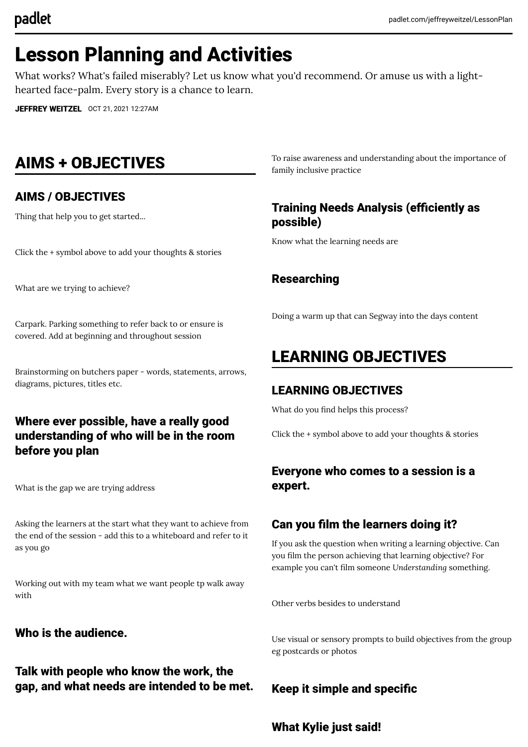# Lesson Planning and Activities

What works? What's failed miserably? Let us know what you'd recommend. Or amuse us with a light-hearted face-palm. Every story is a chance to learn.

**JEFFREY WEITZEL** OCT 21, 2021 12:27AM

## AIMS + OBJECTIVES

### AIMS / OBJECTIVES

Thing that help you to get started...

Click the + symbol above to add your thoughts & stories

What are we trying to achieve?

Carpark. Parking something to refer back to or ensure is covered. Add at beginning and throughout session

Brainstorming on butchers paper - words, statements, arrows, diagrams, pictures, titles etc.

### Where ever possible, have a really good understanding of who will be in the room before you plan

What is the gap we are trying address

Asking the learners at the start what they want to achieve from the end of the session - add this to a whiteboard and refer to it as you go

Working out with my team what we want people tp walk away with

### Who is the audience.

### Talk with people who know the work, the gap, and what needs are intended to be met.

To raise awareness and understanding about the importance of family inclusive practice

### Training Needs Analysis (efficiently as possible)

Know what the learning needs are

### Researching

Doing a warm up that can Segway into the days content

## LEARNING OBJECTIVES

### LEARNING OBJECTIVES

What do you find helps this process?

Click the + symbol above to add your thoughts & stories

### Everyone who comes to a session is a expert.

### Can you film the learners doing it?

If you ask the question when writing a learning objective. Can you film the person achieving that learning objective? For example you can't film someone *Understanding* something.

Other verbs besides to understand

Use visual or sensory prompts to build objectives from the group eg postcards or photos

### Keep it simple and specific

### What Kylie just said!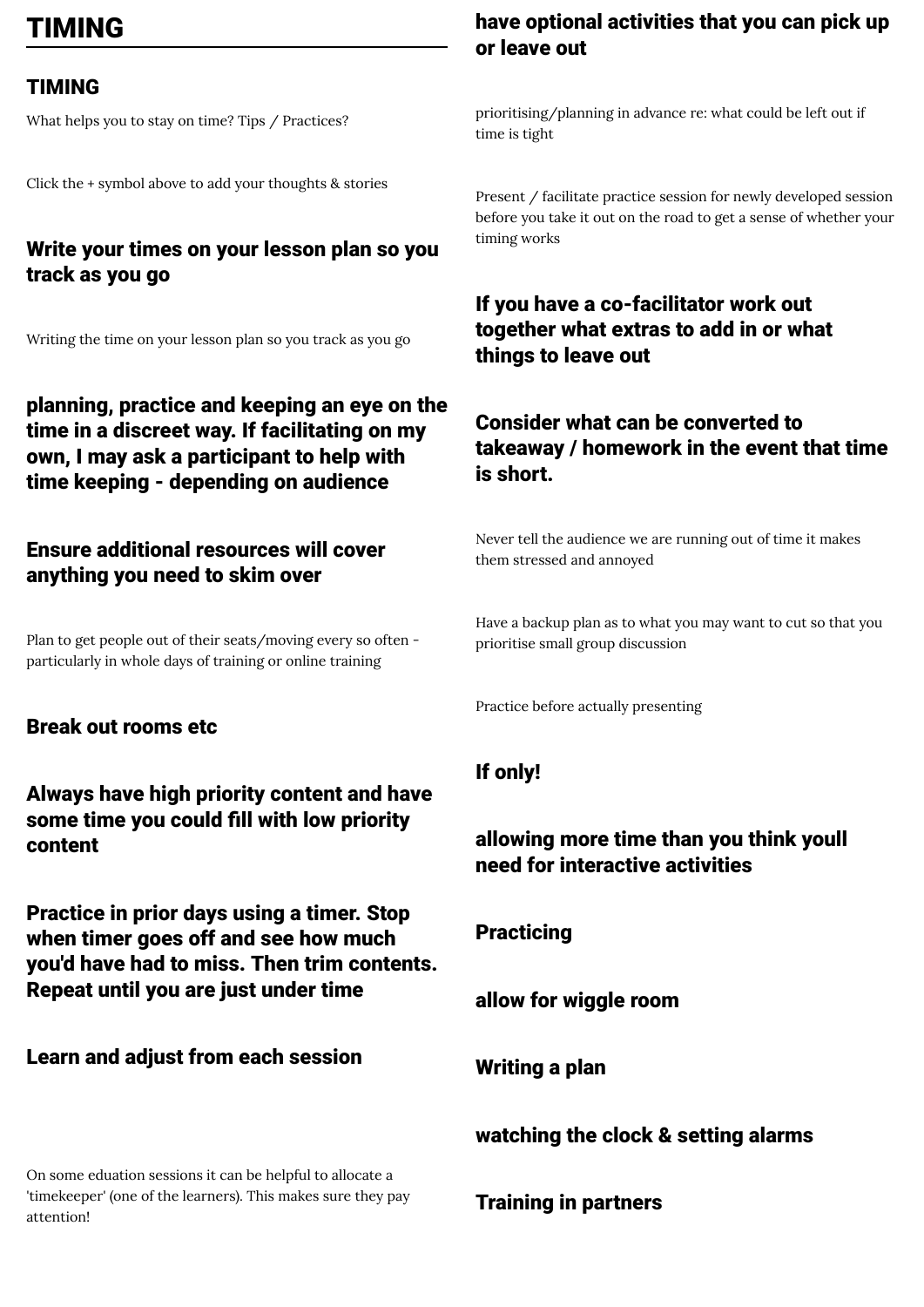# TIMING

## TIMING

What helps you to stay on time? Tips / Practices?

Click the + symbol above to add your thoughts & stories

### Write your times on your lesson plan so you track as you go

Writing the time on your lesson plan so you track as you go

### planning, practice and keeping an eye on the time in a discreet way. If facilitating on my own, I may ask a participant to help with time keeping - depending on audience

### Ensure additional resources will cover anything you need to skim over

Plan to get people out of their seats/moving every so often - particularly in whole days of training or online training

### Break out rooms etc

### Always have high priority content and have some time you could fill with low priority content

### Practice in prior days using a timer. Stop when timer goes off and see how much you'd have had to miss. Then trim contents. Repeat until you are just under time

### Learn and adjust from each session

On some eduation sessions it can be helpful to allocate a 'timekeeper' (one of the learners). This makes sure they pay attention!

### have optional activities that you can pick up or leave out

prioritising/planning in advance re: what could be left out if time is tight

Present / facilitate practice session for newly developed session before you take it out on the road to get a sense of whether your timing works

### If you have a co-facilitator work out together what extras to add in or what things to leave out

### Consider what can be converted to takeaway / homework in the event that time is short.

Never tell the audience we are running out of time it makes them stressed and annoyed

Have a backup plan as to what you may want to cut so that you prioritise small group discussion

Practice before actually presenting

### If only!

### allowing more time than you think youll need for interactive activities

### Practicing

### allow for wiggle room

### Writing a plan

### watching the clock & setting alarms

### Training in partners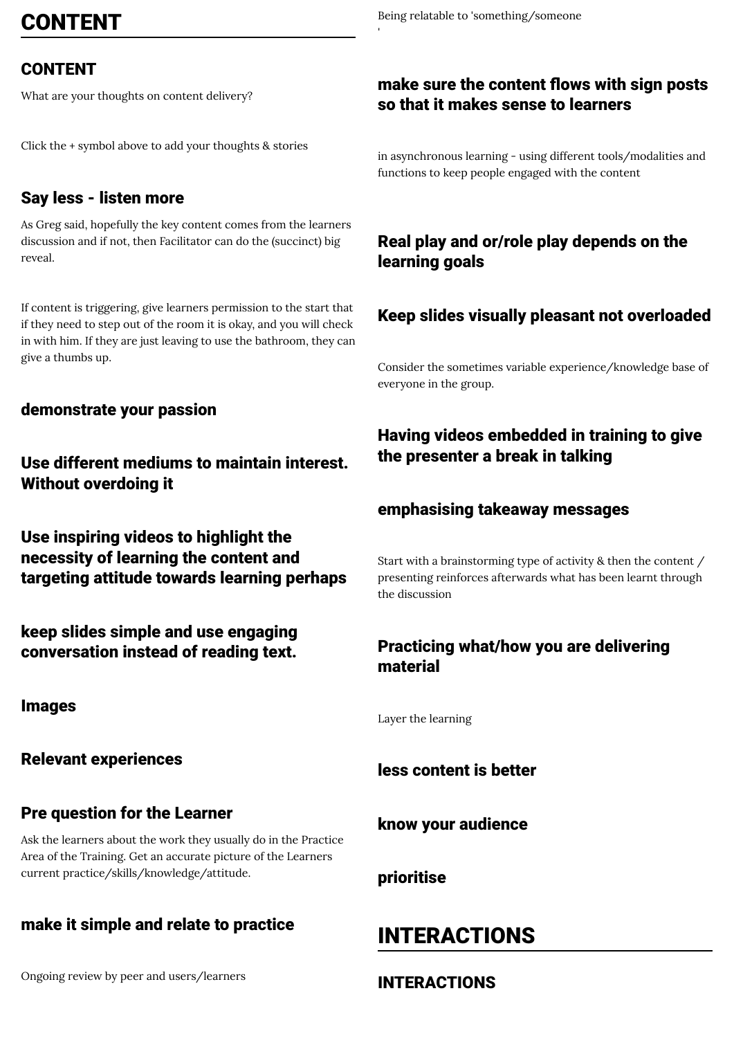# CONTENT

## CONTENT

What are your thoughts on content delivery?

Click the + symbol above to add your thoughts & stories

### Say less - listen more

As Greg said, hopefully the key content comes from the learners discussion and if not, then Facilitator can do the (succinct) big reveal.

If content is triggering, give learners permission to the start that if they need to step out of the room it is okay, and you will check in with him. If they are just leaving to use the bathroom, they can give a thumbs up.

### demonstrate your passion

### Use different mediums to maintain interest. Without overdoing it

### Use inspiring videos to highlight the necessity of learning the content and targeting attitude towards learning perhaps

### keep slides simple and use engaging conversation instead of reading text.

### Images

### Relevant experiences

### Pre question for the Learner

Ask the learners about the work they usually do in the Practice Area of the Training. Get an accurate picture of the Learners current practice/skills/knowledge/attitude.

### make it simple and relate to practice

Ongoing review by peer and users/learners

Being relatable to 'something/someone
'

### make sure the content flows with sign posts so that it makes sense to learners

in asynchronous learning - using different tools/modalities and functions to keep people engaged with the content

### Real play and or/role play depends on the learning goals

### Keep slides visually pleasant not overloaded

Consider the sometimes variable experience/knowledge base of everyone in the group.

### Having videos embedded in training to give the presenter a break in talking

### emphasising takeaway messages

Start with a brainstorming type of activity & then the content / presenting reinforces afterwards what has been learnt through the discussion

### Practicing what/how you are delivering material

Layer the learning

### less content is better

### know your audience

### prioritise

# INTERACTIONS

## INTERACTIONS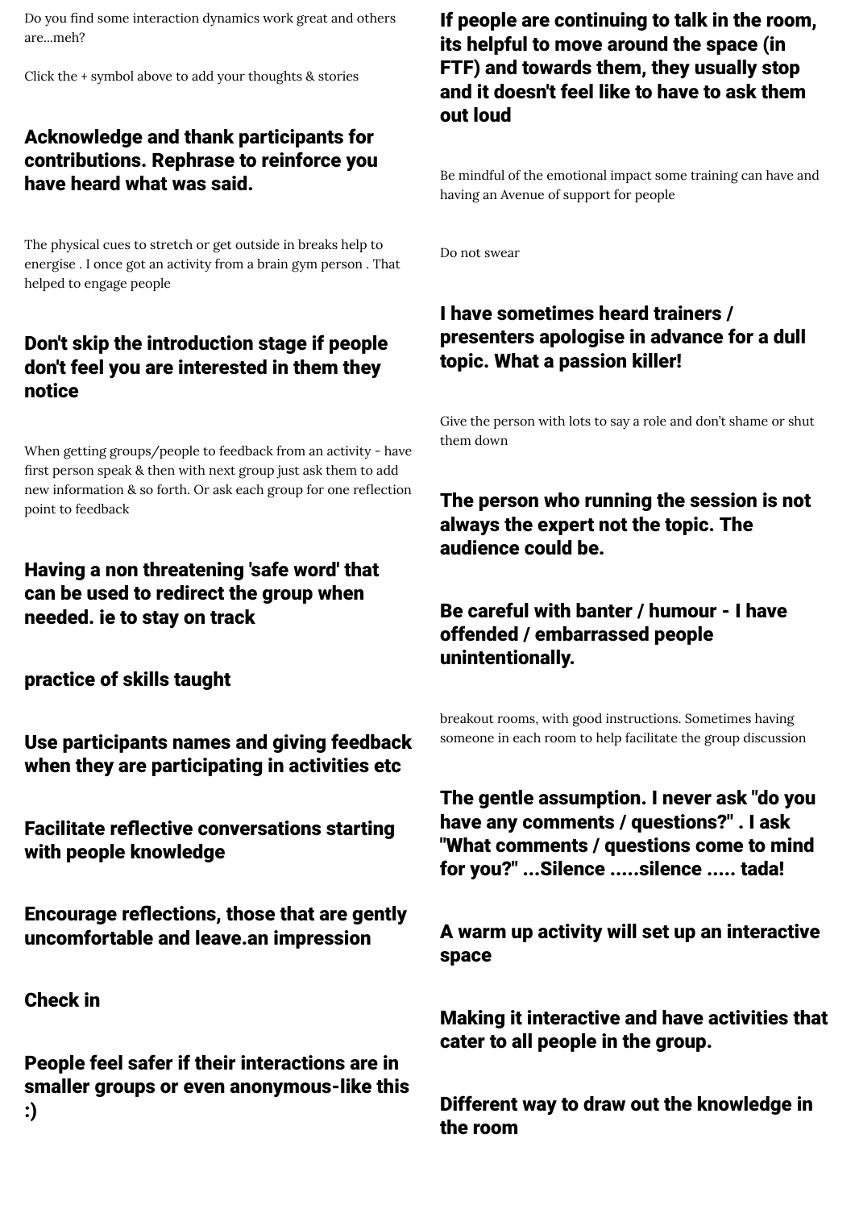Do you find some interaction dynamics work great and others are...meh?

Click the + symbol above to add your thoughts & stories

**Acknowledge and thank participants for contributions. Rephrase to reinforce you have heard what was said.**

The physical cues to stretch or get outside in breaks help to energise . I once got an activity from a brain gym person . That helped to engage people

**Don't skip the introduction stage if people don't feel you are interested in them they notice**

When getting groups/people to feedback from an activity - have first person speak & then with next group just ask them to add new information & so forth. Or ask each group for one reflection point to feedback

**Having a non threatening 'safe word' that can be used to redirect the group when needed. ie to stay on track**

**practice of skills taught**

**Use participants names and giving feedback when they are participating in activities etc**

**Facilitate reflective conversations starting with people knowledge**

**Encourage reflections, those that are gently uncomfortable and leave.an impression**

**Check in**

**People feel safer if their interactions are in smaller groups or even anonymous-like this :)**

**If people are continuing to talk in the room, its helpful to move around the space (in FTF) and towards them, they usually stop and it doesn't feel like to have to ask them out loud**

Be mindful of the emotional impact some training can have and having an Avenue of support for people

Do not swear

**I have sometimes heard trainers / presenters apologise in advance for a dull topic. What a passion killer!**

Give the person with lots to say a role and don't shame or shut them down

**The person who running the session is not always the expert not the topic. The audience could be.**

**Be careful with banter / humour - I have offended / embarrassed people unintentionally.**

breakout rooms, with good instructions. Sometimes having someone in each room to help facilitate the group discussion

**The gentle assumption. I never ask "do you have any comments / questions?" . I ask "What comments / questions come to mind for you?" ...Silence .....silence ..... tada!**

**A warm up activity will set up an interactive space**

**Making it interactive and have activities that cater to all people in the group.**

**Different way to draw out the knowledge in the room**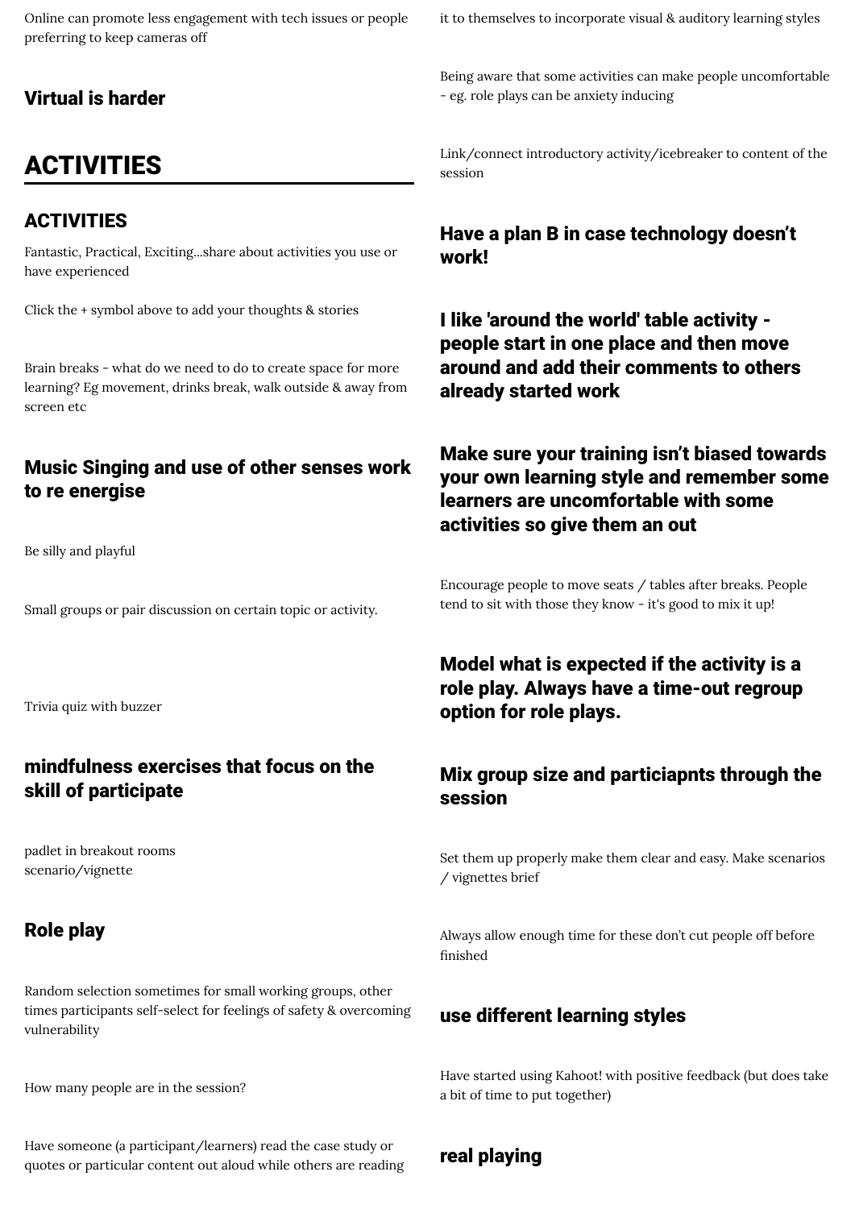Online can promote less engagement with tech issues or people preferring to keep cameras off

**Virtual is harder**

# ACTIVITIES

## ACTIVITIES

Fantastic, Practical, Exciting...share about activities you use or have experienced

Click the + symbol above to add your thoughts & stories

Brain breaks - what do we need to do to create space for more learning? Eg movement, drinks break, walk outside & away from screen etc

**Music Singing and use of other senses work to re energise**

Be silly and playful

Small groups or pair discussion on certain topic or activity.

Trivia quiz with buzzer

**mindfulness exercises that focus on the skill of participate**

padlet in breakout rooms
scenario/vignette

**Role play**

Random selection sometimes for small working groups, other times participants self-select for feelings of safety & overcoming vulnerability

How many people are in the session?

Have someone (a participant/learners) read the case study or quotes or particular content out aloud while others are reading it to themselves to incorporate visual & auditory learning styles

Being aware that some activities can make people uncomfortable - eg. role plays can be anxiety inducing

Link/connect introductory activity/icebreaker to content of the session

**Have a plan B in case technology doesn't work!**

**I like 'around the world' table activity - people start in one place and then move around and add their comments to others already started work**

**Make sure your training isn't biased towards your own learning style and remember some learners are uncomfortable with some activities so give them an out**

Encourage people to move seats / tables after breaks. People tend to sit with those they know - it's good to mix it up!

**Model what is expected if the activity is a role play. Always have a time-out regroup option for role plays.**

**Mix group size and particiapnts through the session**

Set them up properly make them clear and easy. Make scenarios / vignettes brief

Always allow enough time for these don't cut people off before finished

**use different learning styles**

Have started using Kahoot! with positive feedback (but does take a bit of time to put together)

**real playing**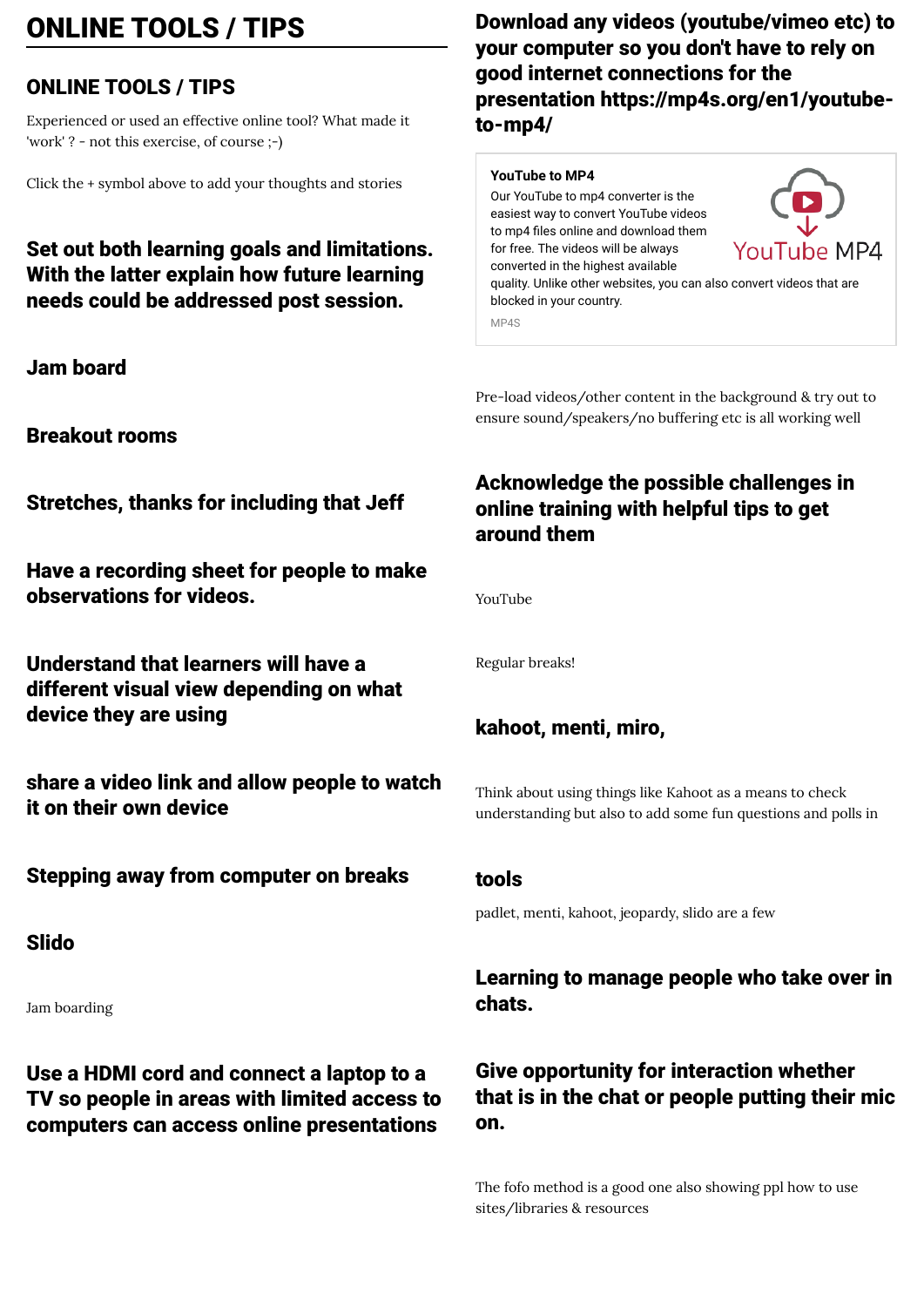# ONLINE TOOLS / TIPS

## ONLINE TOOLS / TIPS

Experienced or used an effective online tool? What made it 'work' ? - not this exercise, of course ;-)

Click the + symbol above to add your thoughts and stories

### Set out both learning goals and limitations. With the latter explain how future learning needs could be addressed post session.

### Jam board

### Breakout rooms

### Stretches, thanks for including that Jeff

### Have a recording sheet for people to make observations for videos.

### Understand that learners will have a different visual view depending on what device they are using

### share a video link and allow people to watch it on their own device

### Stepping away from computer on breaks

### Slido

Jam boarding

### Use a HDMI cord and connect a laptop to a TV so people in areas with limited access to computers can access online presentations

### Download any videos (youtube/vimeo etc) to your computer so you don't have to rely on good internet connections for the presentation https://mp4s.org/en1/youtube-to-mp4/

**YouTube to MP4**

Our YouTube to mp4 converter is the easiest way to convert YouTube videos to mp4 files online and download them for free. The videos will be always converted in the highest available quality. Unlike other websites, you can also convert videos that are blocked in your country.

MP4S

Pre-load videos/other content in the background & try out to ensure sound/speakers/no buffering etc is all working well

### Acknowledge the possible challenges in online training with helpful tips to get around them

YouTube

Regular breaks!

### kahoot, menti, miro,

Think about using things like Kahoot as a means to check understanding but also to add some fun questions and polls in

### tools

padlet, menti, kahoot, jeopardy, slido are a few

### Learning to manage people who take over in chats.

### Give opportunity for interaction whether that is in the chat or people putting their mic on.

The fofo method is a good one also showing ppl how to use sites/libraries & resources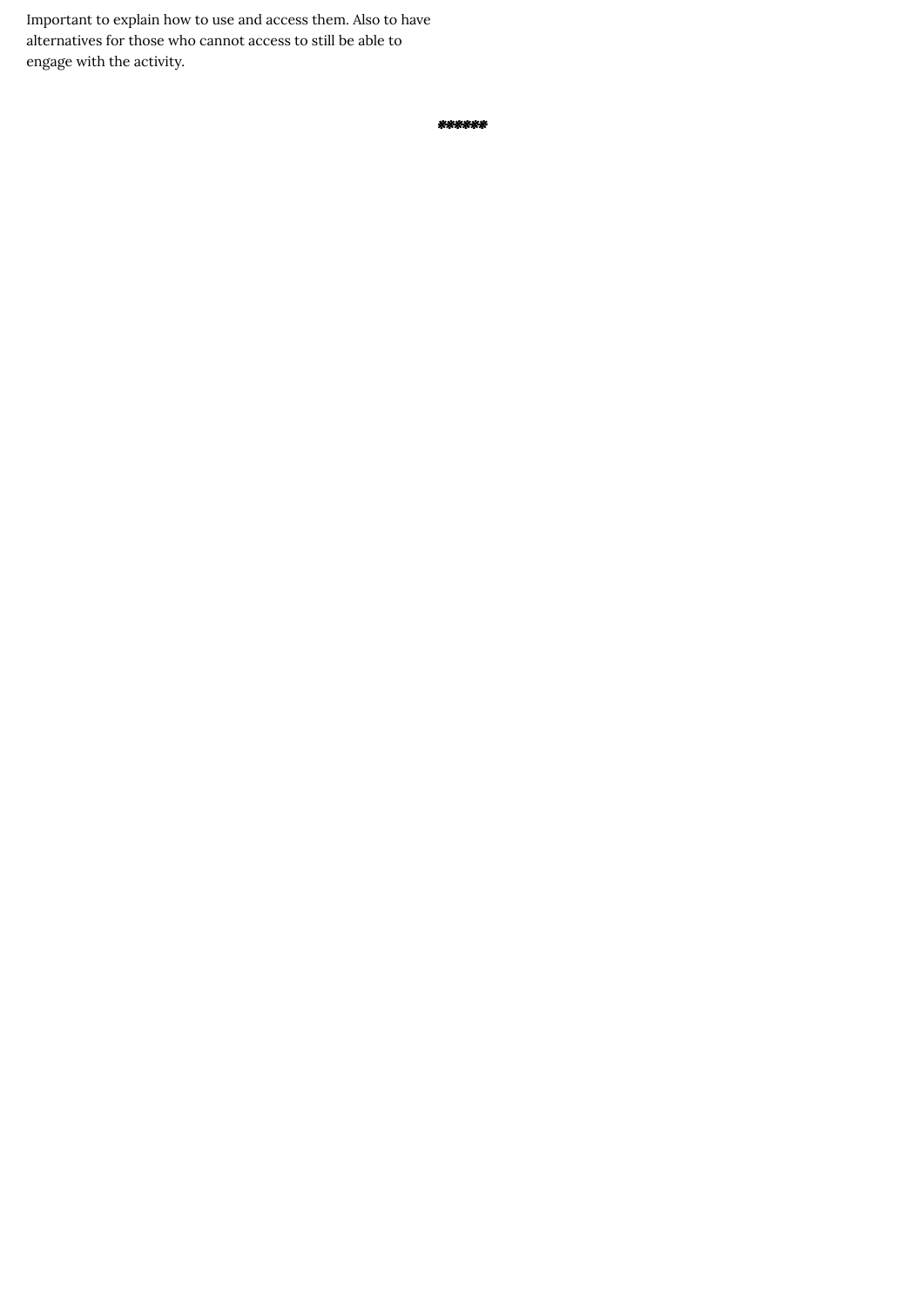Important to explain how to use and access them. Also to have alternatives for those who cannot access to still be able to engage with the activity.

******